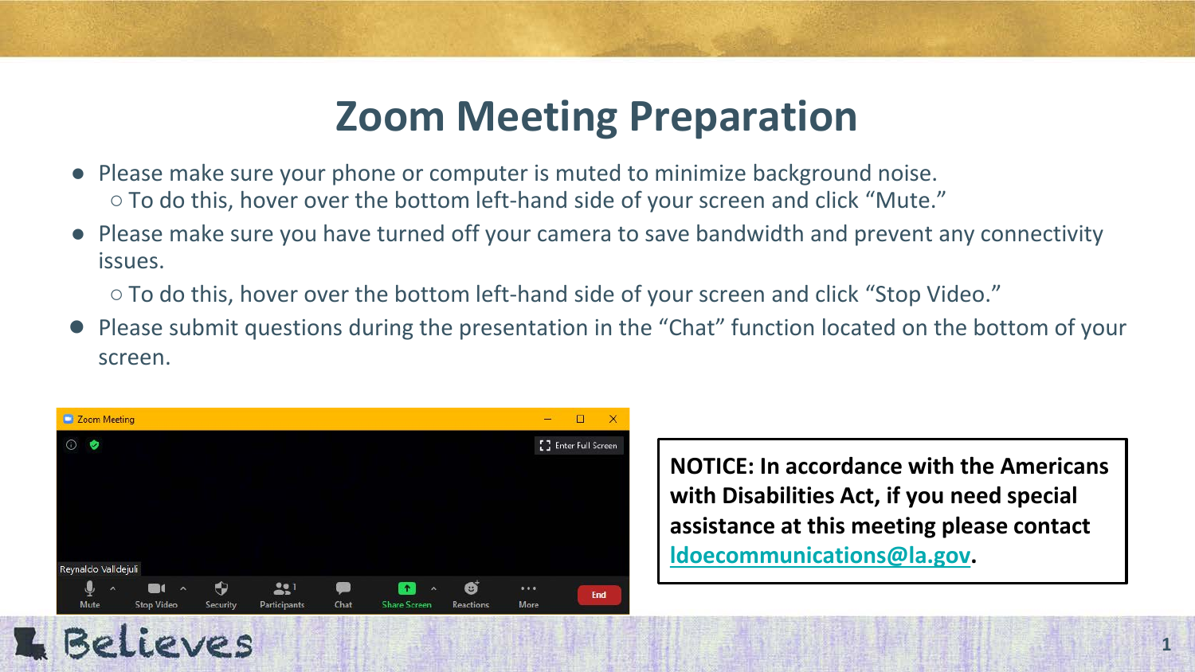# Zoom Meeting Preparation

- Please make sure your phone or computer is muted to minimize background noise.
  - To do this, hover over the bottom left-hand side of your screen and click “Mute.”
- Please make sure you have turned off your camera to save bandwidth and prevent any connectivity issues.
  - To do this, hover over the bottom left-hand side of your screen and click “Stop Video.”
- Please submit questions during the presentation in the “Chat” function located on the bottom of your screen.

**NOTICE: In accordance with the Americans with Disabilities Act, if you need special assistance at this meeting please contact ldoecommunications@la.gov.**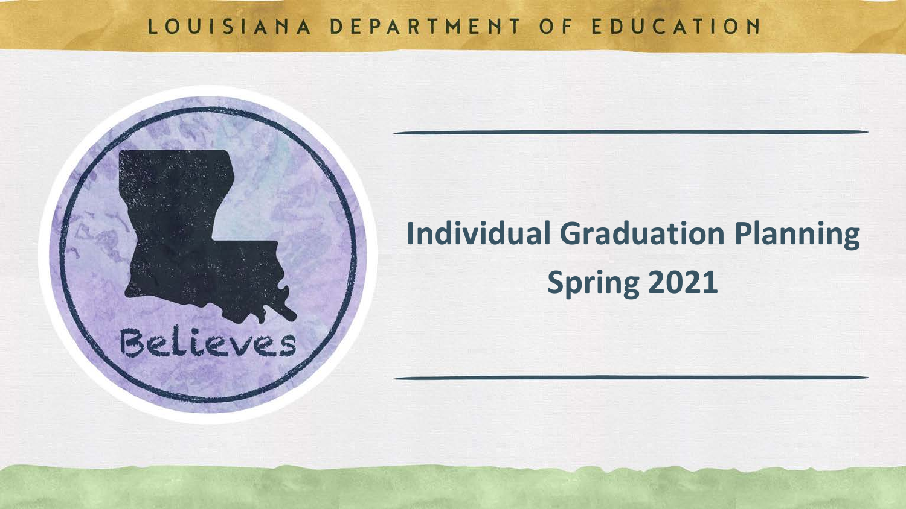LOUISIANA DEPARTMENT OF EDUCATION

Believes

# Individual Graduation Planning

## Spring 2021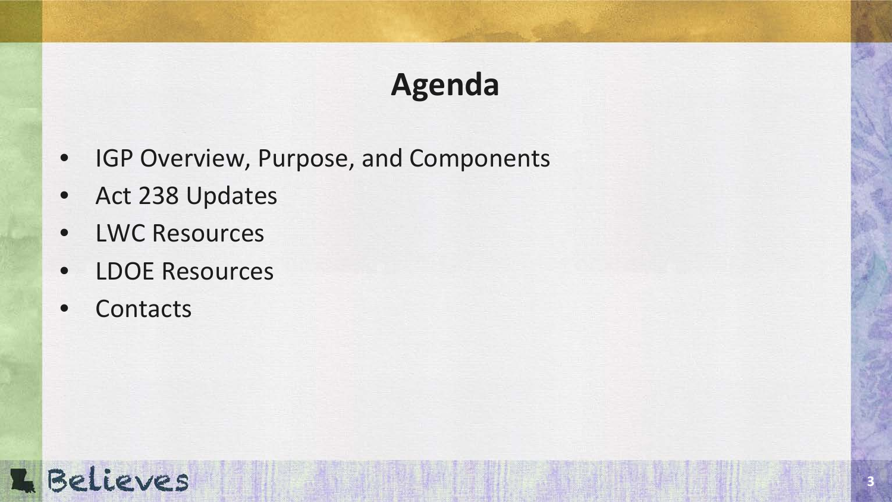# Agenda

- IGP Overview, Purpose, and Components
- Act 238 Updates
- LWC Resources
- LDOE Resources
- Contacts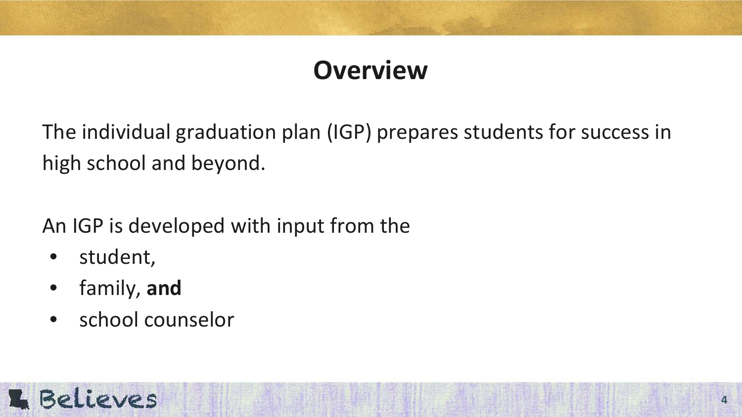# Overview

The individual graduation plan (IGP) prepares students for success in high school and beyond.

An IGP is developed with input from the

- student,
- family, **and**
- school counselor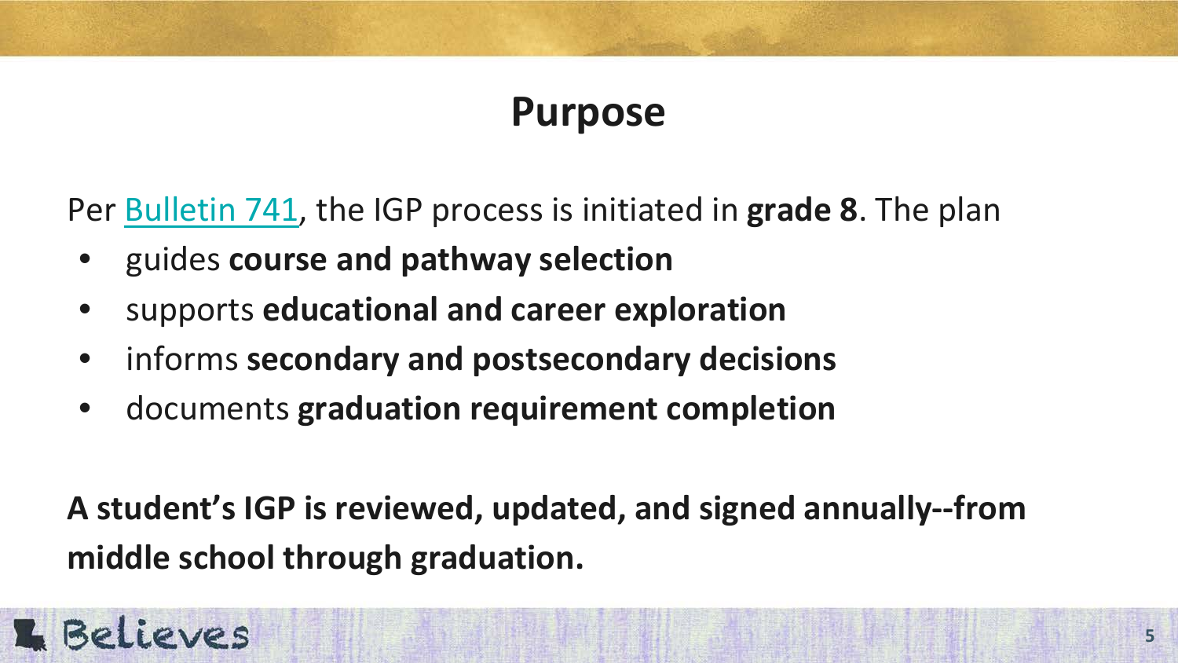# Purpose

Per [Bulletin 741], the IGP process is initiated in **grade 8**. The plan

- guides **course and pathway selection**
- supports **educational and career exploration**
- informs **secondary and postsecondary decisions**
- documents **graduation requirement completion**

**A student's IGP is reviewed, updated, and signed annually--from middle school through graduation.**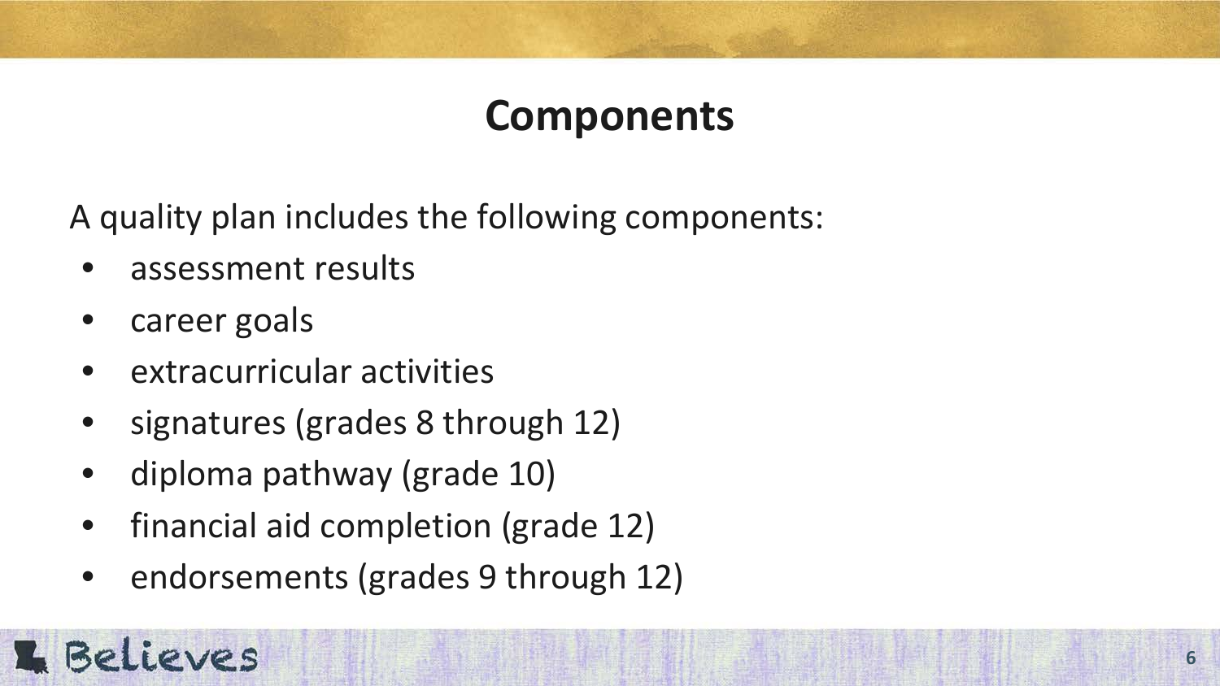# Components

A quality plan includes the following components:

- assessment results
- career goals
- extracurricular activities
- signatures (grades 8 through 12)
- diploma pathway (grade 10)
- financial aid completion (grade 12)
- endorsements (grades 9 through 12)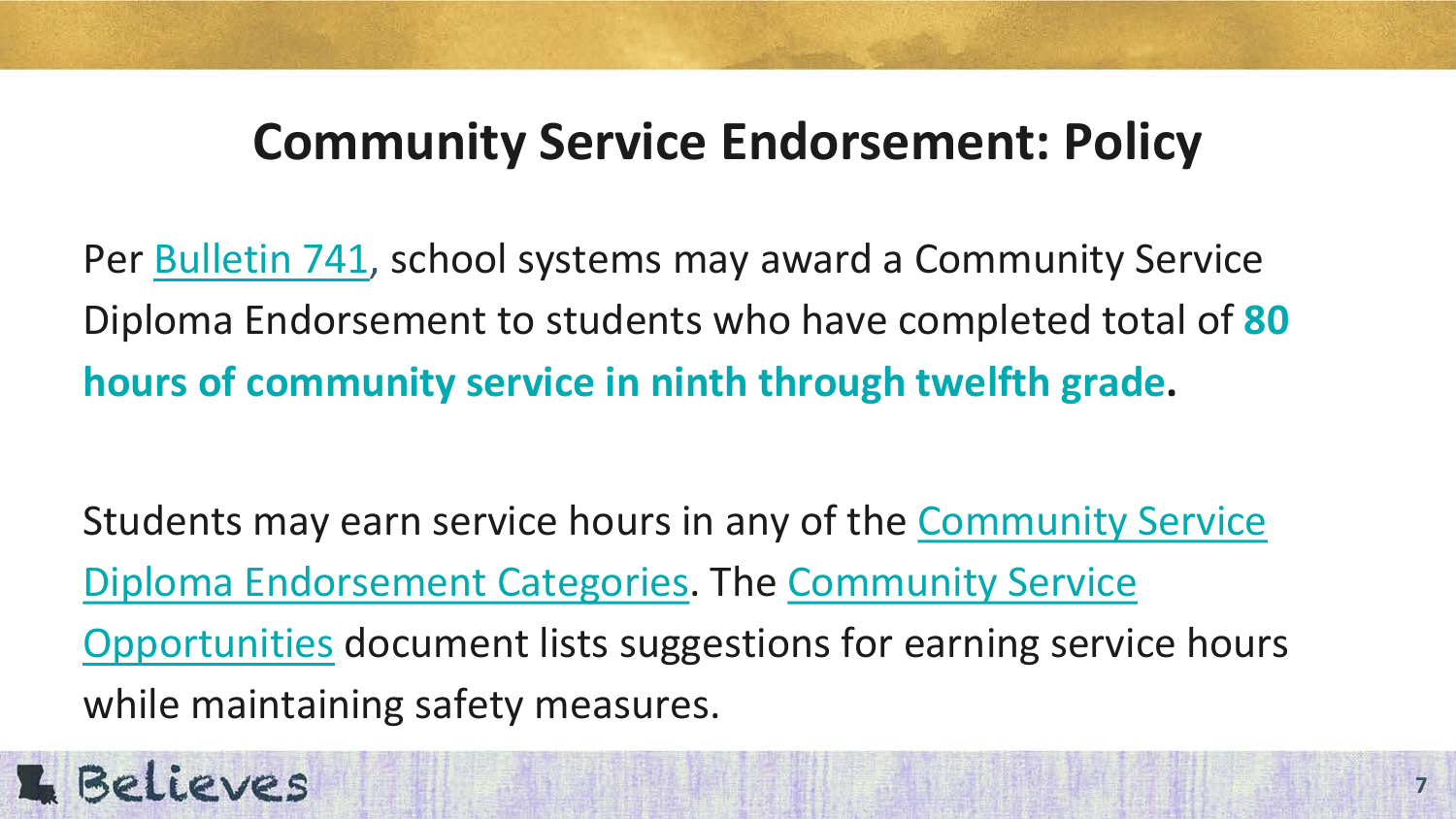# Community Service Endorsement: Policy

Per Bulletin 741, school systems may award a Community Service Diploma Endorsement to students who have completed total of **80 hours of community service in ninth through twelfth grade**.

Students may earn service hours in any of the Community Service Diploma Endorsement Categories. The Community Service Opportunities document lists suggestions for earning service hours while maintaining safety measures.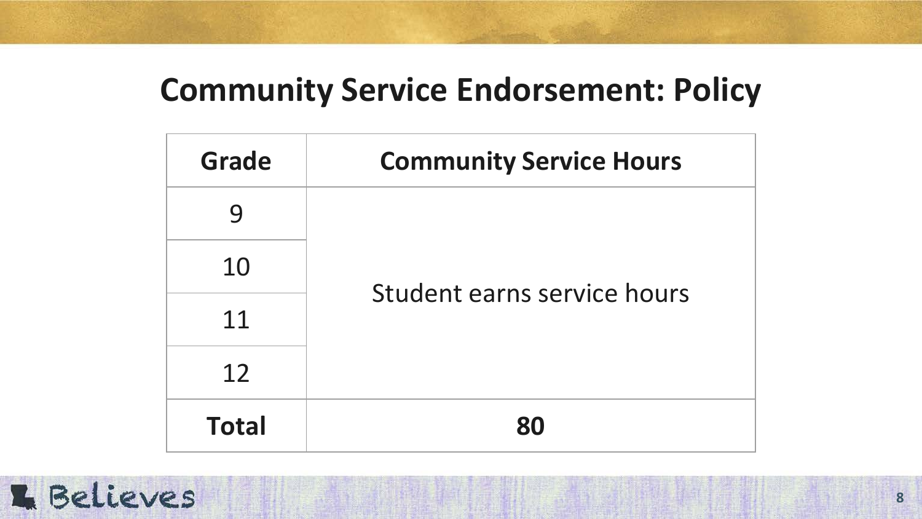# Community Service Endorsement: Policy

| Grade | Community Service Hours |
|---|---|
| 9 | Student earns service hours |
| 10 | |
| 11 | |
| 12 | |
| **Total** | **80** |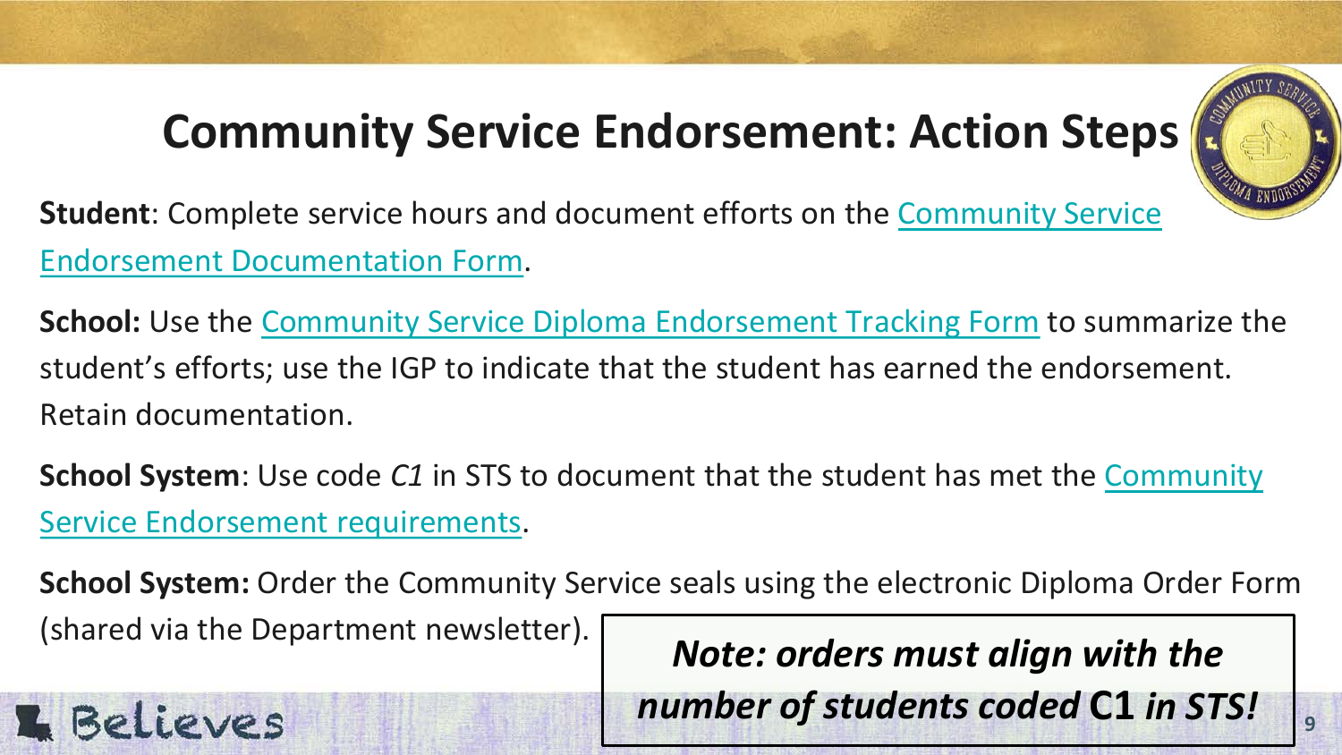# Community Service Endorsement: Action Steps

**Student**: Complete service hours and document efforts on the Community Service Endorsement Documentation Form.

**School:** Use the Community Service Diploma Endorsement Tracking Form to summarize the student's efforts; use the IGP to indicate that the student has earned the endorsement. Retain documentation.

**School System**: Use code *C1* in STS to document that the student has met the Community Service Endorsement requirements.

**School System:** Order the Community Service seals using the electronic Diploma Order Form (shared via the Department newsletter).

***Note: orders must align with the number of students coded* C1 *in STS!***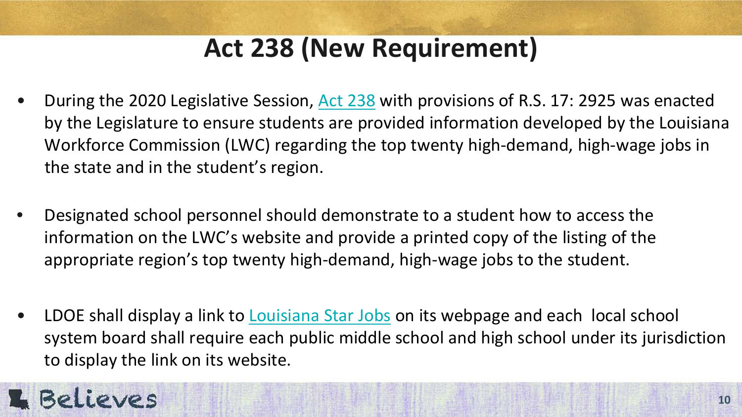# Act 238 (New Requirement)

- During the 2020 Legislative Session, Act 238 with provisions of R.S. 17: 2925 was enacted by the Legislature to ensure students are provided information developed by the Louisiana Workforce Commission (LWC) regarding the top twenty high-demand, high-wage jobs in the state and in the student's region.

- Designated school personnel should demonstrate to a student how to access the information on the LWC's website and provide a printed copy of the listing of the appropriate region's top twenty high-demand, high-wage jobs to the student.

- LDOE shall display a link to Louisiana Star Jobs on its webpage and each local school system board shall require each public middle school and high school under its jurisdiction to display the link on its website.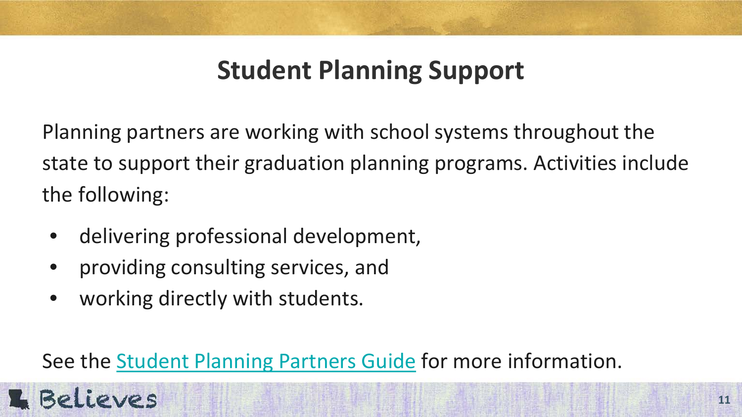# Student Planning Support

Planning partners are working with school systems throughout the state to support their graduation planning programs. Activities include the following:

- delivering professional development,
- providing consulting services, and
- working directly with students.

See the Student Planning Partners Guide for more information.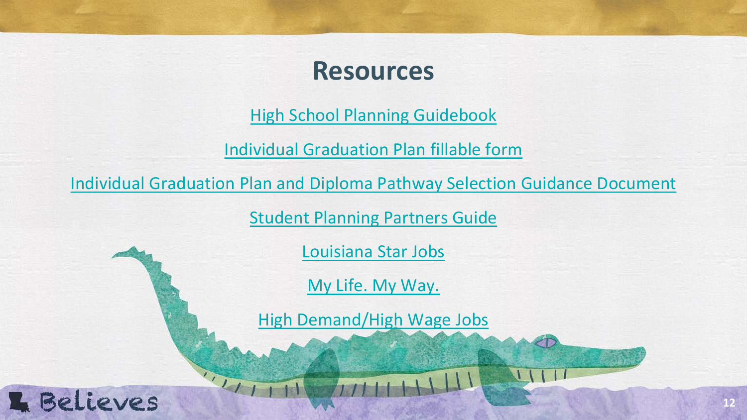# Resources

High School Planning Guidebook

Individual Graduation Plan fillable form

Individual Graduation Plan and Diploma Pathway Selection Guidance Document

Student Planning Partners Guide

Louisiana Star Jobs

My Life. My Way.

High Demand/High Wage Jobs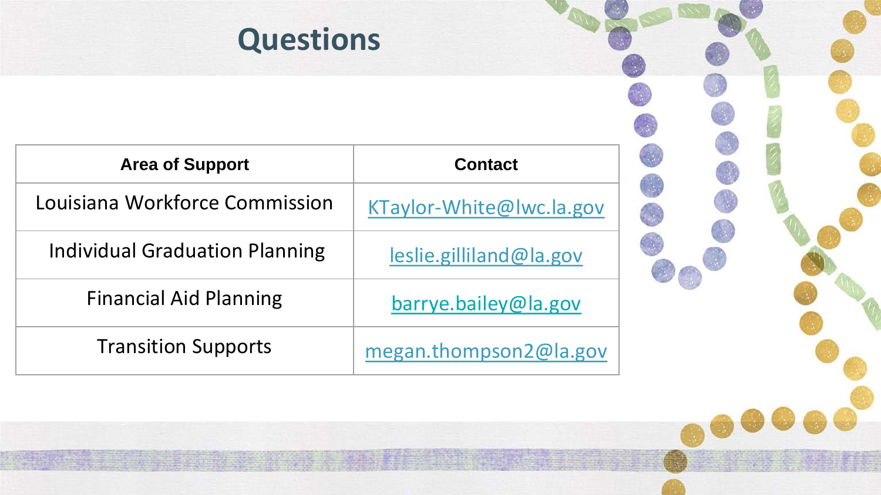# Questions

| Area of Support | Contact |
|---|---|
| Louisiana Workforce Commission | KTaylor-White@lwc.la.gov |
| Individual Graduation Planning | leslie.gilliland@la.gov |
| Financial Aid Planning | barrye.bailey@la.gov |
| Transition Supports | megan.thompson2@la.gov |